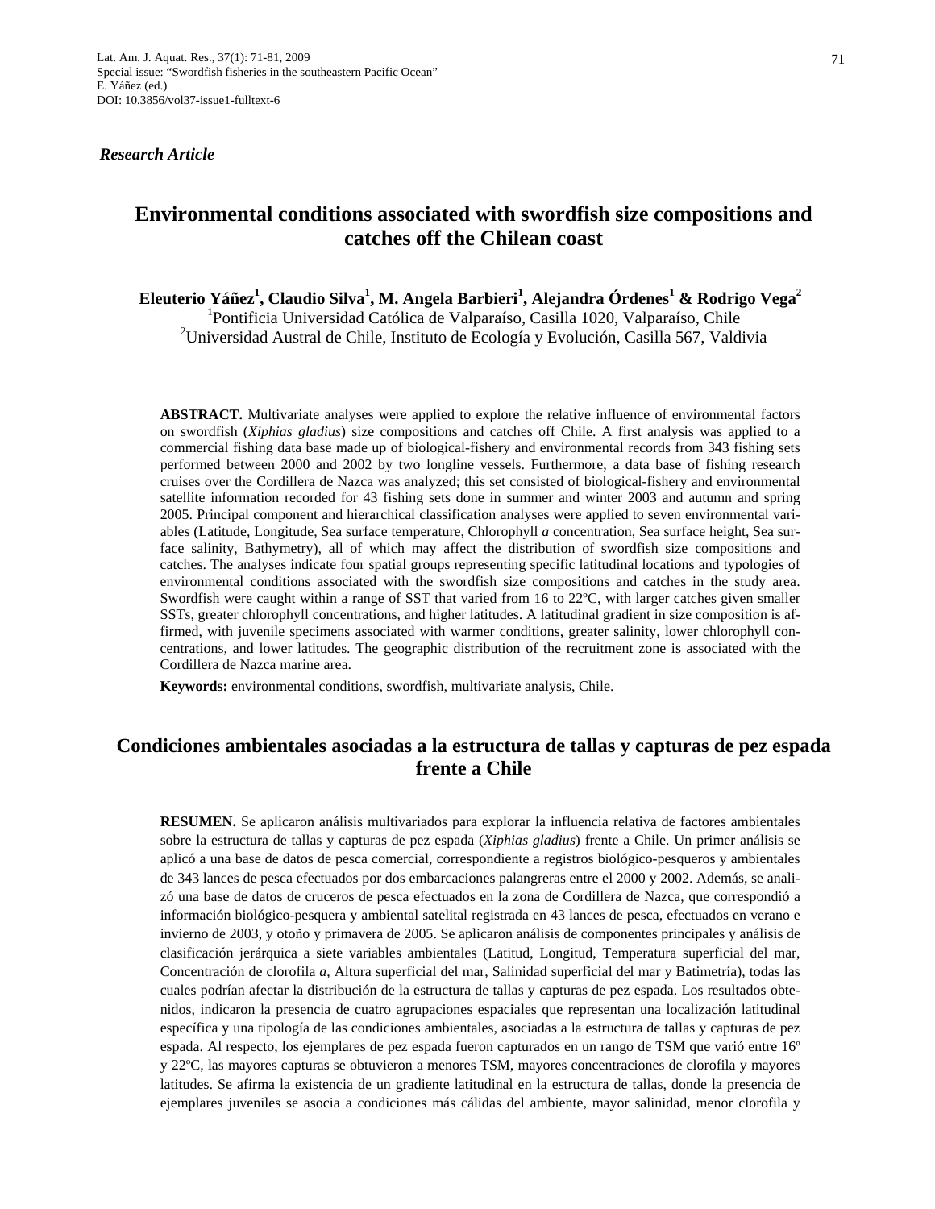*Research Article*

# Environmental conditions associated with swordfish size compositions and catches off the Chilean coast

**Eleuterio Yáñez[1], Claudio Silva[1], M. Angela Barbieri[1], Alejandra Órdenes[1] & Rodrigo Vega[2]**

[1]Pontificia Universidad Católica de Valparaíso, Casilla 1020, Valparaíso, Chile

[2]Universidad Austral de Chile, Instituto de Ecología y Evolución, Casilla 567, Valdivia

**ABSTRACT.** Multivariate analyses were applied to explore the relative influence of environmental factors on swordfish (*Xiphias gladius*) size compositions and catches off Chile. A first analysis was applied to a commercial fishing data base made up of biological-fishery and environmental records from 343 fishing sets performed between 2000 and 2002 by two longline vessels. Furthermore, a data base of fishing research cruises over the Cordillera de Nazca was analyzed; this set consisted of biological-fishery and environmental satellite information recorded for 43 fishing sets done in summer and winter 2003 and autumn and spring 2005. Principal component and hierarchical classification analyses were applied to seven environmental variables (Latitude, Longitude, Sea surface temperature, Chlorophyll *a* concentration, Sea surface height, Sea surface salinity, Bathymetry), all of which may affect the distribution of swordfish size compositions and catches. The analyses indicate four spatial groups representing specific latitudinal locations and typologies of environmental conditions associated with the swordfish size compositions and catches in the study area. Swordfish were caught within a range of SST that varied from 16 to 22ºC, with larger catches given smaller SSTs, greater chlorophyll concentrations, and higher latitudes. A latitudinal gradient in size composition is affirmed, with juvenile specimens associated with warmer conditions, greater salinity, lower chlorophyll concentrations, and lower latitudes. The geographic distribution of the recruitment zone is associated with the Cordillera de Nazca marine area.

**Keywords:** environmental conditions, swordfish, multivariate analysis, Chile.

# Condiciones ambientales asociadas a la estructura de tallas y capturas de pez espada frente a Chile

**RESUMEN.** Se aplicaron análisis multivariados para explorar la influencia relativa de factores ambientales sobre la estructura de tallas y capturas de pez espada (*Xiphias gladius*) frente a Chile. Un primer análisis se aplicó a una base de datos de pesca comercial, correspondiente a registros biológico-pesqueros y ambientales de 343 lances de pesca efectuados por dos embarcaciones palangreras entre el 2000 y 2002. Además, se analizó una base de datos de cruceros de pesca efectuados en la zona de Cordillera de Nazca, que correspondió a información biológico-pesquera y ambiental satelital registrada en 43 lances de pesca, efectuados en verano e invierno de 2003, y otoño y primavera de 2005. Se aplicaron análisis de componentes principales y análisis de clasificación jerárquica a siete variables ambientales (Latitud, Longitud, Temperatura superficial del mar, Concentración de clorofila *a*, Altura superficial del mar, Salinidad superficial del mar y Batimetría), todas las cuales podrían afectar la distribución de la estructura de tallas y capturas de pez espada. Los resultados obtenidos, indicaron la presencia de cuatro agrupaciones espaciales que representan una localización latitudinal específica y una tipología de las condiciones ambientales, asociadas a la estructura de tallas y capturas de pez espada. Al respecto, los ejemplares de pez espada fueron capturados en un rango de TSM que varió entre 16º y 22ºC, las mayores capturas se obtuvieron a menores TSM, mayores concentraciones de clorofila y mayores latitudes. Se afirma la existencia de un gradiente latitudinal en la estructura de tallas, donde la presencia de ejemplares juveniles se asocia a condiciones más cálidas del ambiente, mayor salinidad, menor clorofila y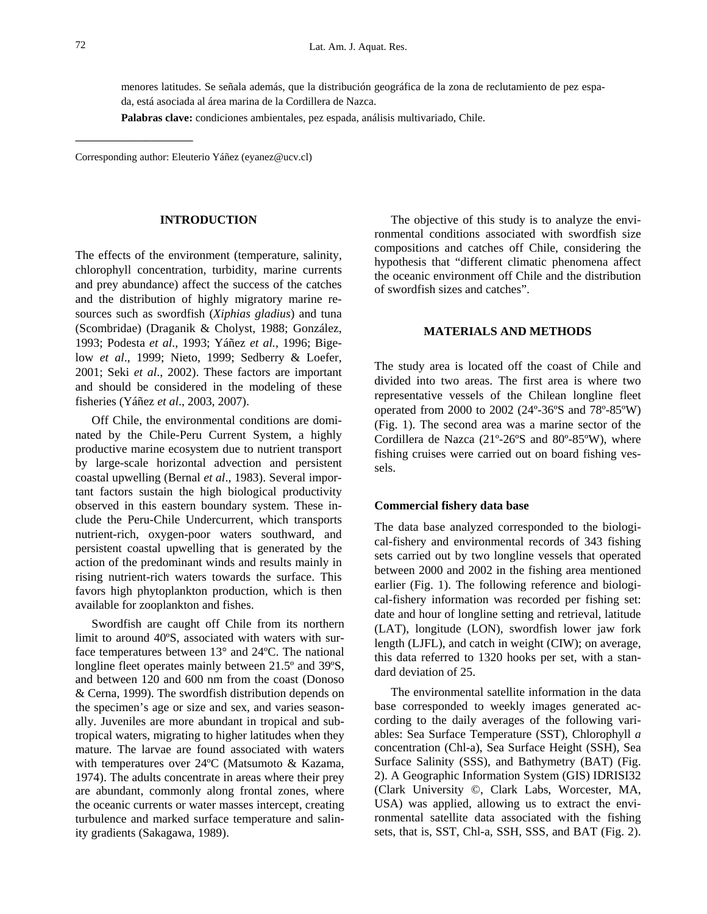menores latitudes. Se señala además, que la distribución geográfica de la zona de reclutamiento de pez espada, está asociada al área marina de la Cordillera de Nazca.

**Palabras clave:** condiciones ambientales, pez espada, análisis multivariado, Chile.

Corresponding author: Eleuterio Yáñez (eyanez@ucv.cl)

## INTRODUCTION

The effects of the environment (temperature, salinity, chlorophyll concentration, turbidity, marine currents and prey abundance) affect the success of the catches and the distribution of highly migratory marine resources such as swordfish (*Xiphias gladius*) and tuna (Scombridae) (Draganik & Cholyst, 1988; González, 1993; Podesta *et al*., 1993; Yáñez *et al.*, 1996; Bigelow *et al*., 1999; Nieto, 1999; Sedberry & Loefer, 2001; Seki *et al*., 2002). These factors are important and should be considered in the modeling of these fisheries (Yáñez *et al*., 2003, 2007).

Off Chile, the environmental conditions are dominated by the Chile-Peru Current System, a highly productive marine ecosystem due to nutrient transport by large-scale horizontal advection and persistent coastal upwelling (Bernal *et al*., 1983). Several important factors sustain the high biological productivity observed in this eastern boundary system. These include the Peru-Chile Undercurrent, which transports nutrient-rich, oxygen-poor waters southward, and persistent coastal upwelling that is generated by the action of the predominant winds and results mainly in rising nutrient-rich waters towards the surface. This favors high phytoplankton production, which is then available for zooplankton and fishes.

Swordfish are caught off Chile from its northern limit to around 40ºS, associated with waters with surface temperatures between 13° and 24ºC. The national longline fleet operates mainly between 21.5º and 39ºS, and between 120 and 600 nm from the coast (Donoso & Cerna, 1999). The swordfish distribution depends on the specimen's age or size and sex, and varies seasonally. Juveniles are more abundant in tropical and subtropical waters, migrating to higher latitudes when they mature. The larvae are found associated with waters with temperatures over 24ºC (Matsumoto & Kazama, 1974). The adults concentrate in areas where their prey are abundant, commonly along frontal zones, where the oceanic currents or water masses intercept, creating turbulence and marked surface temperature and salinity gradients (Sakagawa, 1989).

The objective of this study is to analyze the environmental conditions associated with swordfish size compositions and catches off Chile, considering the hypothesis that "different climatic phenomena affect the oceanic environment off Chile and the distribution of swordfish sizes and catches".

## MATERIALS AND METHODS

The study area is located off the coast of Chile and divided into two areas. The first area is where two representative vessels of the Chilean longline fleet operated from 2000 to 2002 (24º-36ºS and 78º-85ºW) (Fig. 1). The second area was a marine sector of the Cordillera de Nazca (21º-26ºS and 80º-85ºW), where fishing cruises were carried out on board fishing vessels.

### Commercial fishery data base

The data base analyzed corresponded to the biological-fishery and environmental records of 343 fishing sets carried out by two longline vessels that operated between 2000 and 2002 in the fishing area mentioned earlier (Fig. 1). The following reference and biological-fishery information was recorded per fishing set: date and hour of longline setting and retrieval, latitude (LAT), longitude (LON), swordfish lower jaw fork length (LJFL), and catch in weight (CIW); on average, this data referred to 1320 hooks per set, with a standard deviation of 25.

The environmental satellite information in the data base corresponded to weekly images generated according to the daily averages of the following variables: Sea Surface Temperature (SST), Chlorophyll *a* concentration (Chl-a), Sea Surface Height (SSH), Sea Surface Salinity (SSS), and Bathymetry (BAT) (Fig. 2). A Geographic Information System (GIS) IDRISI32 (Clark University ©, Clark Labs, Worcester, MA, USA) was applied, allowing us to extract the environmental satellite data associated with the fishing sets, that is, SST, Chl-a, SSH, SSS, and BAT (Fig. 2).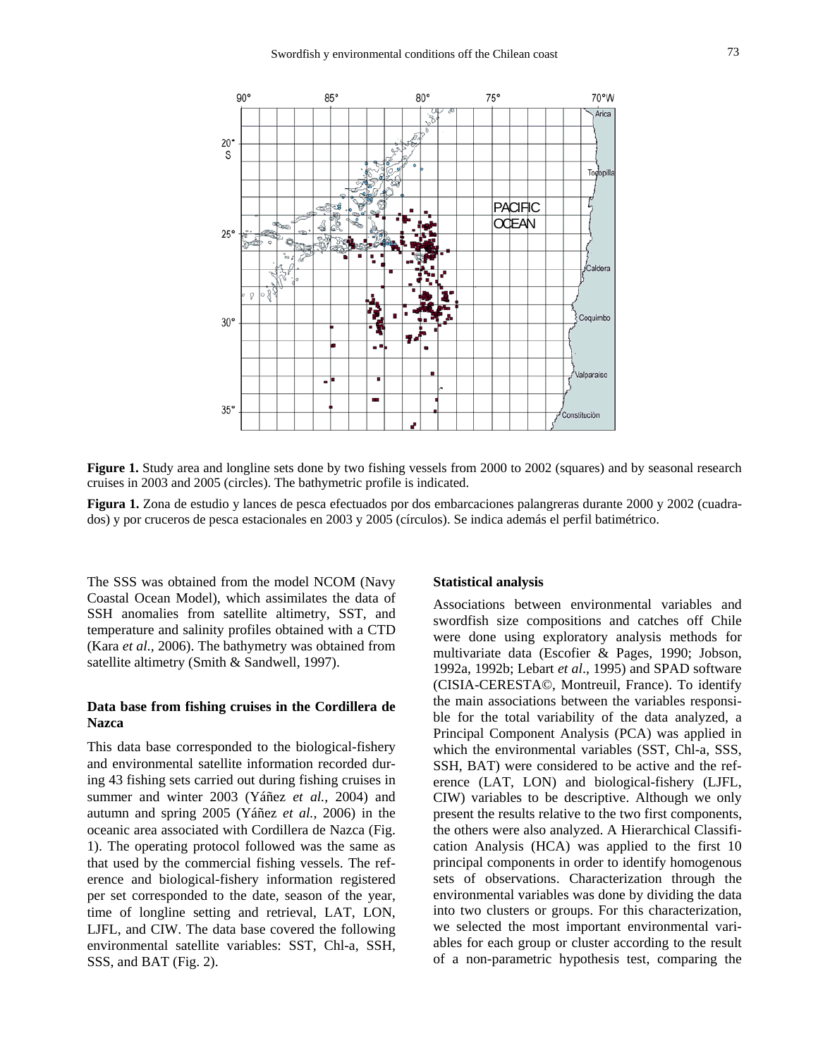**Figure 1.** Study area and longline sets done by two fishing vessels from 2000 to 2002 (squares) and by seasonal research cruises in 2003 and 2005 (circles). The bathymetric profile is indicated.

**Figura 1.** Zona de estudio y lances de pesca efectuados por dos embarcaciones palangreras durante 2000 y 2002 (cuadrados) y por cruceros de pesca estacionales en 2003 y 2005 (círculos). Se indica además el perfil batimétrico.

The SSS was obtained from the model NCOM (Navy Coastal Ocean Model), which assimilates the data of SSH anomalies from satellite altimetry, SST, and temperature and salinity profiles obtained with a CTD (Kara *et al*., 2006). The bathymetry was obtained from satellite altimetry (Smith & Sandwell, 1997).

### Data base from fishing cruises in the Cordillera de Nazca

This data base corresponded to the biological-fishery and environmental satellite information recorded during 43 fishing sets carried out during fishing cruises in summer and winter 2003 (Yáñez *et al.,* 2004) and autumn and spring 2005 (Yáñez *et al.,* 2006) in the oceanic area associated with Cordillera de Nazca (Fig. 1). The operating protocol followed was the same as that used by the commercial fishing vessels. The reference and biological-fishery information registered per set corresponded to the date, season of the year, time of longline setting and retrieval, LAT, LON, LJFL, and CIW. The data base covered the following environmental satellite variables: SST, Chl-a, SSH, SSS, and BAT (Fig. 2).

### Statistical analysis

Associations between environmental variables and swordfish size compositions and catches off Chile were done using exploratory analysis methods for multivariate data (Escofier & Pages, 1990; Jobson, 1992a, 1992b; Lebart *et al*., 1995) and SPAD software (CISIA-CERESTA©, Montreuil, France). To identify the main associations between the variables responsible for the total variability of the data analyzed, a Principal Component Analysis (PCA) was applied in which the environmental variables (SST, Chl-a, SSS, SSH, BAT) were considered to be active and the reference (LAT, LON) and biological-fishery (LJFL, CIW) variables to be descriptive. Although we only present the results relative to the two first components, the others were also analyzed. A Hierarchical Classification Analysis (HCA) was applied to the first 10 principal components in order to identify homogenous sets of observations. Characterization through the environmental variables was done by dividing the data into two clusters or groups. For this characterization, we selected the most important environmental variables for each group or cluster according to the result of a non-parametric hypothesis test, comparing the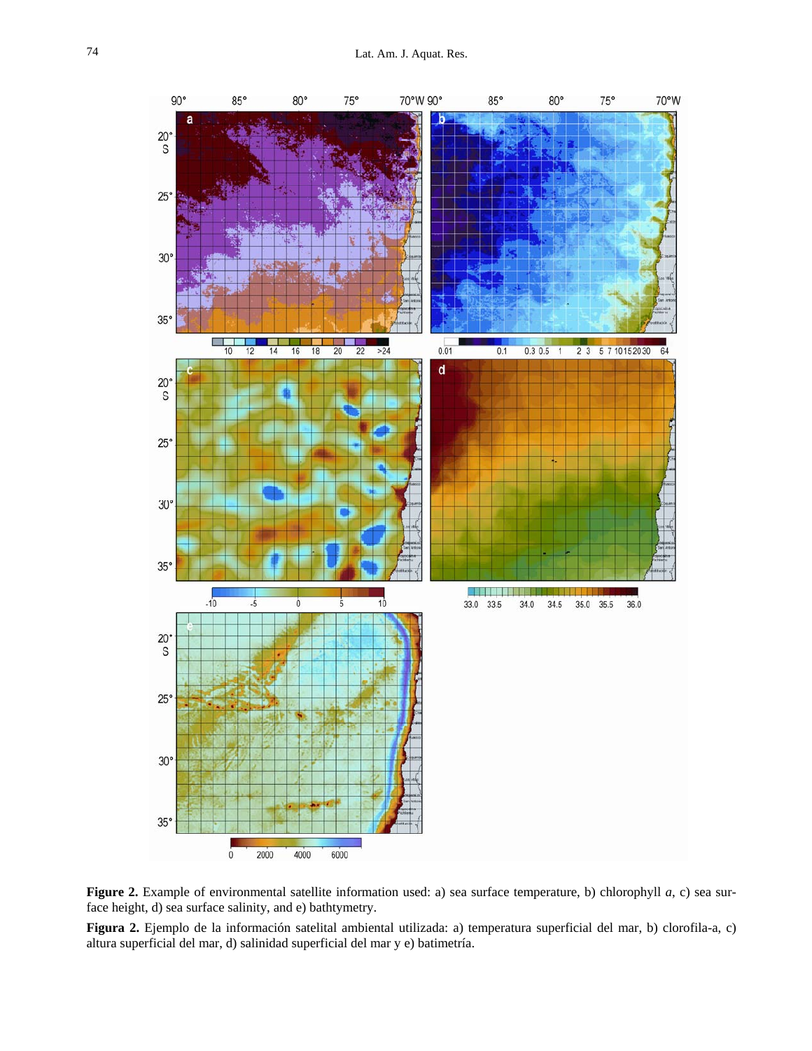**Figure 2.** Example of environmental satellite information used: a) sea surface temperature, b) chlorophyll *a*, c) sea surface height, d) sea surface salinity, and e) bathtymetry.

**Figura 2.** Ejemplo de la información satelital ambiental utilizada: a) temperatura superficial del mar, b) clorofila-a, c) altura superficial del mar, d) salinidad superficial del mar y e) batimetría.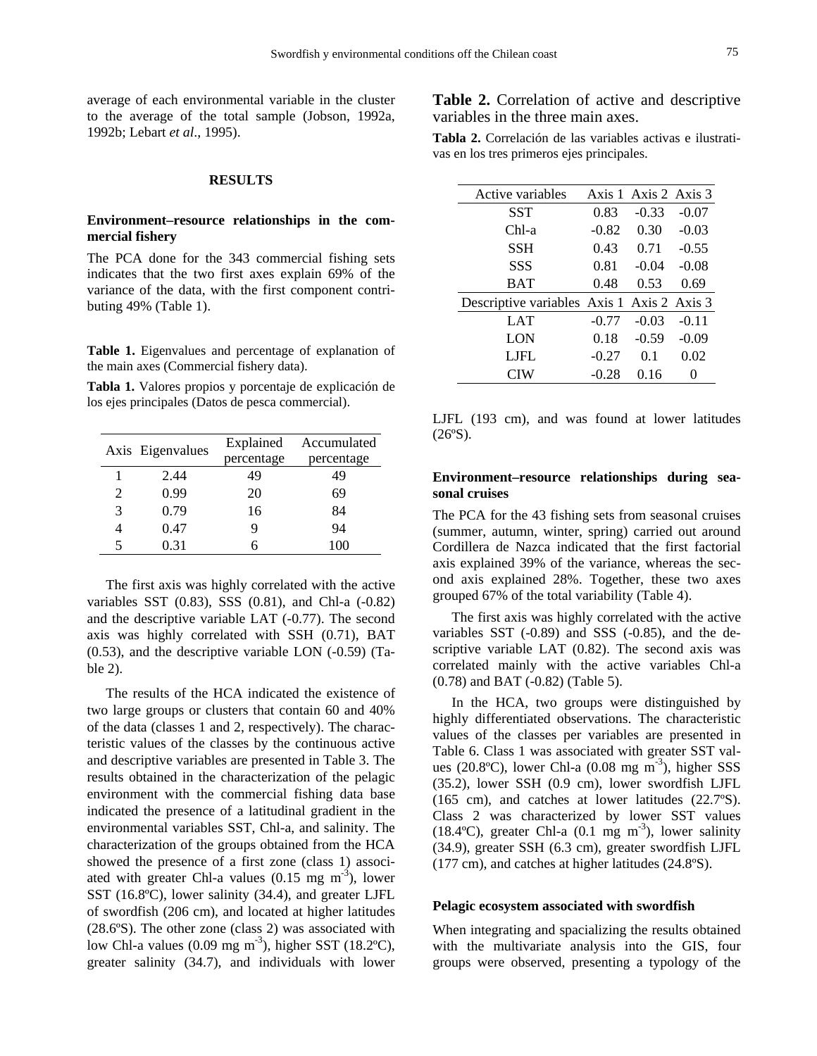average of each environmental variable in the cluster to the average of the total sample (Jobson, 1992a, 1992b; Lebart *et al*., 1995).

## RESULTS

### Environment–resource relationships in the commercial fishery

The PCA done for the 343 commercial fishing sets indicates that the two first axes explain 69% of the variance of the data, with the first component contributing 49% (Table 1).

**Table 1.** Eigenvalues and percentage of explanation of the main axes (Commercial fishery data).

**Tabla 1.** Valores propios y porcentaje de explicación de los ejes principales (Datos de pesca commercial).

| Axis | Eigenvalues | Explained percentage | Accumulated percentage |
|---|---|---|---|
| 1 | 2.44 | 49 | 49 |
| 2 | 0.99 | 20 | 69 |
| 3 | 0.79 | 16 | 84 |
| 4 | 0.47 | 9 | 94 |
| 5 | 0.31 | 6 | 100 |

The first axis was highly correlated with the active variables SST (0.83), SSS (0.81), and Chl-a (-0.82) and the descriptive variable LAT (-0.77). The second axis was highly correlated with SSH (0.71), BAT (0.53), and the descriptive variable LON (-0.59) (Table 2).

The results of the HCA indicated the existence of two large groups or clusters that contain 60 and 40% of the data (classes 1 and 2, respectively). The characteristic values of the classes by the continuous active and descriptive variables are presented in Table 3. The results obtained in the characterization of the pelagic environment with the commercial fishing data base indicated the presence of a latitudinal gradient in the environmental variables SST, Chl-a, and salinity. The characterization of the groups obtained from the HCA showed the presence of a first zone (class 1) associated with greater Chl-a values (0.15 mg $m^{-3}$), lower SST (16.8ºC), lower salinity (34.4), and greater LJFL of swordfish (206 cm), and located at higher latitudes (28.6ºS). The other zone (class 2) was associated with low Chl-a values (0.09 mg $m^{-3}$), higher SST (18.2ºC), greater salinity (34.7), and individuals with lower

**Table 2.** Correlation of active and descriptive variables in the three main axes.

**Tabla 2.** Correlación de las variables activas e ilustrativas en los tres primeros ejes principales.

| Active variables | Axis 1 | Axis 2 | Axis 3 |
|---|---|---|---|
| SST | 0.83 | -0.33 | -0.07 |
| Chl-a | -0.82 | 0.30 | -0.03 |
| SSH | 0.43 | 0.71 | -0.55 |
| SSS | 0.81 | -0.04 | -0.08 |
| BAT | 0.48 | 0.53 | 0.69 |
| **Descriptive variables** | **Axis 1** | **Axis 2** | **Axis 3** |
| LAT | -0.77 | -0.03 | -0.11 |
| LON | 0.18 | -0.59 | -0.09 |
| LJFL | -0.27 | 0.1 | 0.02 |
| CIW | -0.28 | 0.16 | 0 |

LJFL (193 cm), and was found at lower latitudes (26ºS).

### Environment–resource relationships during seasonal cruises

The PCA for the 43 fishing sets from seasonal cruises (summer, autumn, winter, spring) carried out around Cordillera de Nazca indicated that the first factorial axis explained 39% of the variance, whereas the second axis explained 28%. Together, these two axes grouped 67% of the total variability (Table 4).

The first axis was highly correlated with the active variables SST (-0.89) and SSS (-0.85), and the descriptive variable LAT (0.82). The second axis was correlated mainly with the active variables Chl-a (0.78) and BAT (-0.82) (Table 5).

In the HCA, two groups were distinguished by highly differentiated observations. The characteristic values of the classes per variables are presented in Table 6. Class 1 was associated with greater SST values (20.8ºC), lower Chl-a (0.08 mg $m^{-3}$), higher SSS (35.2), lower SSH (0.9 cm), lower swordfish LJFL (165 cm), and catches at lower latitudes (22.7ºS). Class 2 was characterized by lower SST values (18.4ºC), greater Chl-a (0.1 mg $m^{-3}$), lower salinity (34.9), greater SSH (6.3 cm), greater swordfish LJFL (177 cm), and catches at higher latitudes (24.8ºS).

### Pelagic ecosystem associated with swordfish

When integrating and spacializing the results obtained with the multivariate analysis into the GIS, four groups were observed, presenting a typology of the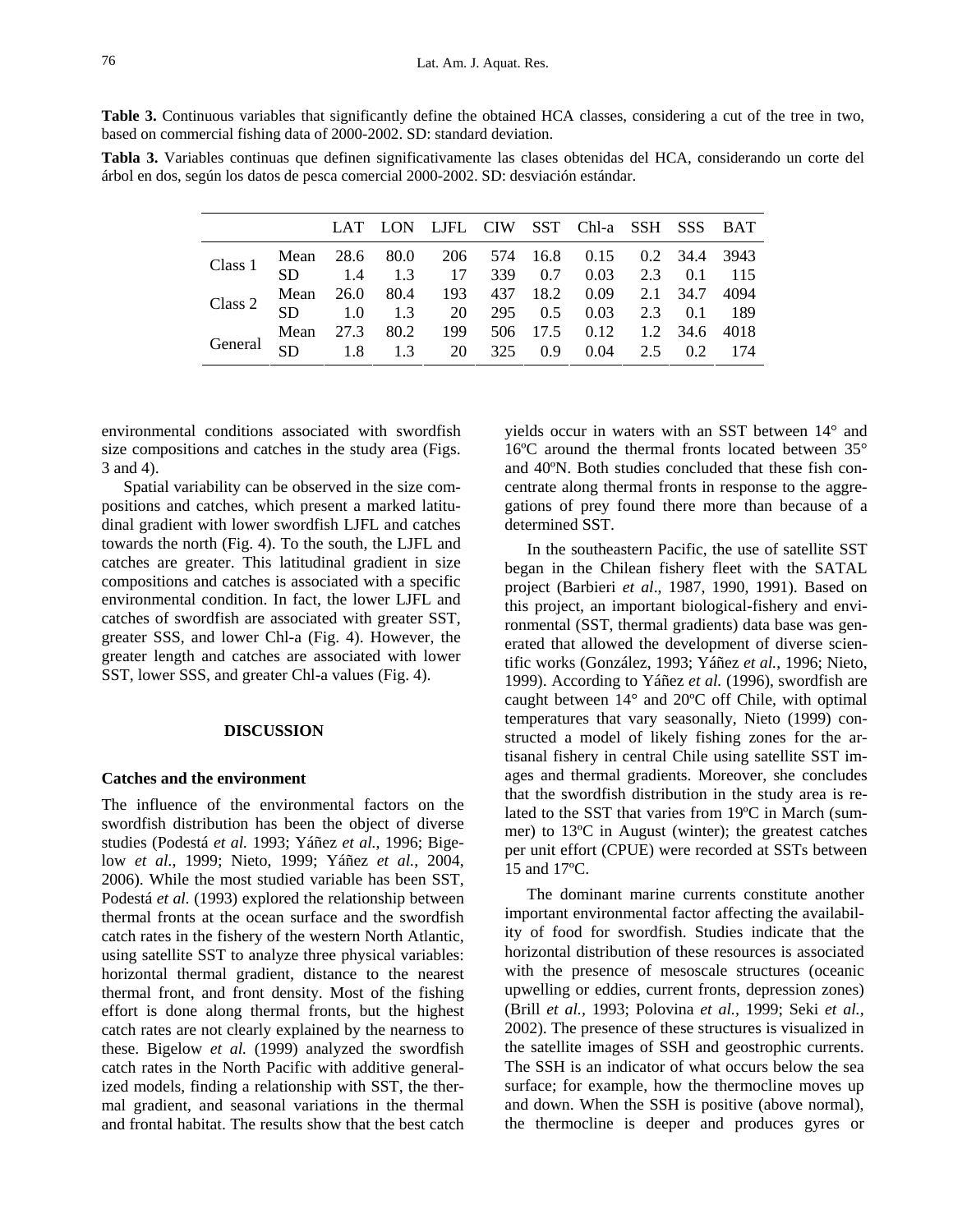**Table 3.** Continuous variables that significantly define the obtained HCA classes, considering a cut of the tree in two, based on commercial fishing data of 2000-2002. SD: standard deviation.

**Tabla 3.** Variables continuas que definen significativamente las clases obtenidas del HCA, considerando un corte del árbol en dos, según los datos de pesca comercial 2000-2002. SD: desviación estándar.

| | | LAT | LON | LJFL | CIW | SST | Chl-a | SSH | SSS | BAT |
|---|---|---|---|---|---|---|---|---|---|---|
| Class 1 | Mean | 28.6 | 80.0 | 206 | 574 | 16.8 | 0.15 | 0.2 | 34.4 | 3943 |
| | SD | 1.4 | 1.3 | 17 | 339 | 0.7 | 0.03 | 2.3 | 0.1 | 115 |
| Class 2 | Mean | 26.0 | 80.4 | 193 | 437 | 18.2 | 0.09 | 2.1 | 34.7 | 4094 |
| | SD | 1.0 | 1.3 | 20 | 295 | 0.5 | 0.03 | 2.3 | 0.1 | 189 |
| General | Mean | 27.3 | 80.2 | 199 | 506 | 17.5 | 0.12 | 1.2 | 34.6 | 4018 |
| | SD | 1.8 | 1.3 | 20 | 325 | 0.9 | 0.04 | 2.5 | 0.2 | 174 |

environmental conditions associated with swordfish size compositions and catches in the study area (Figs. 3 and 4).

Spatial variability can be observed in the size compositions and catches, which present a marked latitudinal gradient with lower swordfish LJFL and catches towards the north (Fig. 4). To the south, the LJFL and catches are greater. This latitudinal gradient in size compositions and catches is associated with a specific environmental condition. In fact, the lower LJFL and catches of swordfish are associated with greater SST, greater SSS, and lower Chl-a (Fig. 4). However, the greater length and catches are associated with lower SST, lower SSS, and greater Chl-a values (Fig. 4).

## DISCUSSION

### Catches and the environment

The influence of the environmental factors on the swordfish distribution has been the object of diverse studies (Podestá *et al.* 1993; Yáñez *et al.*, 1996; Bigelow *et al.*, 1999; Nieto, 1999; Yáñez *et al.*, 2004, 2006). While the most studied variable has been SST, Podestá *et al.* (1993) explored the relationship between thermal fronts at the ocean surface and the swordfish catch rates in the fishery of the western North Atlantic, using satellite SST to analyze three physical variables: horizontal thermal gradient, distance to the nearest thermal front, and front density. Most of the fishing effort is done along thermal fronts, but the highest catch rates are not clearly explained by the nearness to these. Bigelow *et al.* (1999) analyzed the swordfish catch rates in the North Pacific with additive generalized models, finding a relationship with SST, the thermal gradient, and seasonal variations in the thermal and frontal habitat. The results show that the best catch yields occur in waters with an SST between 14° and 16ºC around the thermal fronts located between 35° and 40ºN. Both studies concluded that these fish concentrate along thermal fronts in response to the aggregations of prey found there more than because of a determined SST.

In the southeastern Pacific, the use of satellite SST began in the Chilean fishery fleet with the SATAL project (Barbieri *et al*., 1987, 1990, 1991). Based on this project, an important biological-fishery and environmental (SST, thermal gradients) data base was generated that allowed the development of diverse scientific works (González, 1993; Yáñez *et al.*, 1996; Nieto, 1999). According to Yáñez *et al.* (1996), swordfish are caught between 14° and 20ºC off Chile, with optimal temperatures that vary seasonally, Nieto (1999) constructed a model of likely fishing zones for the artisanal fishery in central Chile using satellite SST images and thermal gradients. Moreover, she concludes that the swordfish distribution in the study area is related to the SST that varies from 19ºC in March (summer) to 13ºC in August (winter); the greatest catches per unit effort (CPUE) were recorded at SSTs between 15 and 17ºC.

The dominant marine currents constitute another important environmental factor affecting the availability of food for swordfish. Studies indicate that the horizontal distribution of these resources is associated with the presence of mesoscale structures (oceanic upwelling or eddies, current fronts, depression zones) (Brill *et al.,* 1993; Polovina *et al.,* 1999; Seki *et al.,* 2002). The presence of these structures is visualized in the satellite images of SSH and geostrophic currents. The SSH is an indicator of what occurs below the sea surface; for example, how the thermocline moves up and down. When the SSH is positive (above normal), the thermocline is deeper and produces gyres or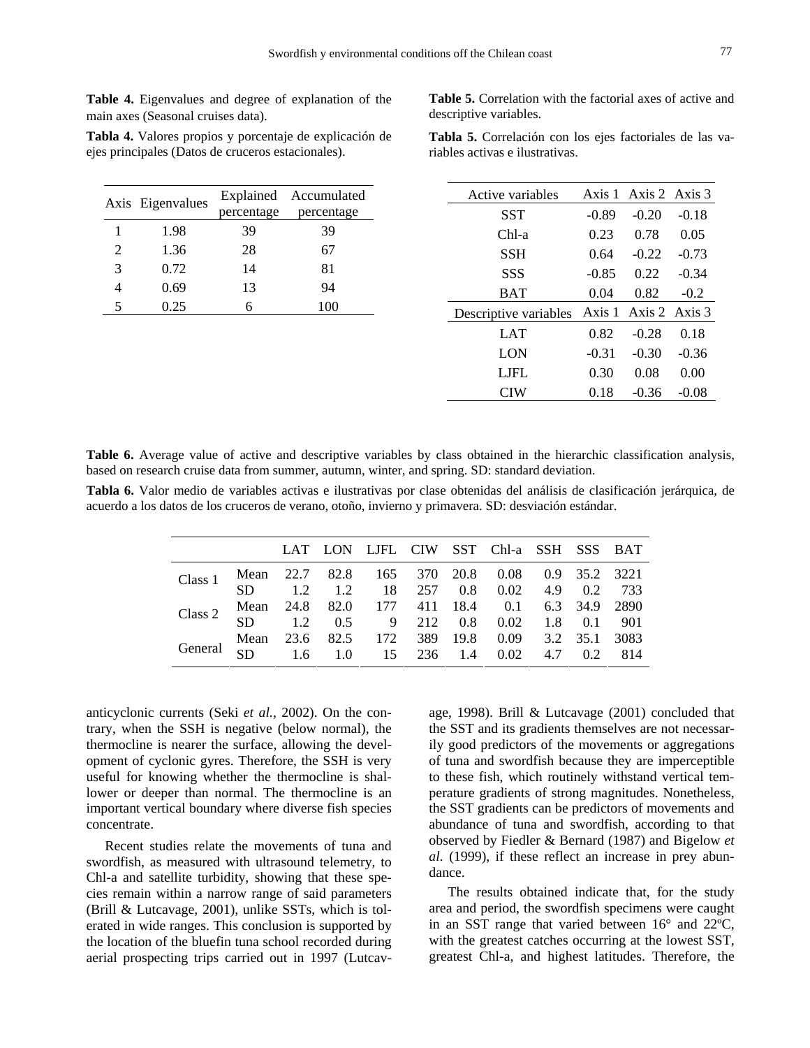**Table 4.** Eigenvalues and degree of explanation of the main axes (Seasonal cruises data).

**Tabla 4.** Valores propios y porcentaje de explicación de ejes principales (Datos de cruceros estacionales).

| Axis | Eigenvalues | Explained percentage | Accumulated percentage |
|---|---|---|---|
| 1 | 1.98 | 39 | 39 |
| 2 | 1.36 | 28 | 67 |
| 3 | 0.72 | 14 | 81 |
| 4 | 0.69 | 13 | 94 |
| 5 | 0.25 | 6 | 100 |

**Table 5.** Correlation with the factorial axes of active and descriptive variables.

**Tabla 5.** Correlación con los ejes factoriales de las variables activas e ilustrativas.

| Active variables | Axis 1 | Axis 2 | Axis 3 |
|---|---|---|---|
| SST | -0.89 | -0.20 | -0.18 |
| Chl-a | 0.23 | 0.78 | 0.05 |
| SSH | 0.64 | -0.22 | -0.73 |
| SSS | -0.85 | 0.22 | -0.34 |
| BAT | 0.04 | 0.82 | -0.2 |
| **Descriptive variables** | **Axis 1** | **Axis 2** | **Axis 3** |
| LAT | 0.82 | -0.28 | 0.18 |
| LON | -0.31 | -0.30 | -0.36 |
| LJFL | 0.30 | 0.08 | 0.00 |
| CIW | 0.18 | -0.36 | -0.08 |

**Table 6.** Average value of active and descriptive variables by class obtained in the hierarchic classification analysis, based on research cruise data from summer, autumn, winter, and spring. SD: standard deviation.

**Tabla 6.** Valor medio de variables activas e ilustrativas por clase obtenidas del análisis de clasificación jerárquica, de acuerdo a los datos de los cruceros de verano, otoño, invierno y primavera. SD: desviación estándar.

| | | LAT | LON | LJFL | CIW | SST | Chl-a | SSH | SSS | BAT |
|---|---|---|---|---|---|---|---|---|---|---|
| Class 1 | Mean | 22.7 | 82.8 | 165 | 370 | 20.8 | 0.08 | 0.9 | 35.2 | 3221 |
| | SD | 1.2 | 1.2 | 18 | 257 | 0.8 | 0.02 | 4.9 | 0.2 | 733 |
| Class 2 | Mean | 24.8 | 82.0 | 177 | 411 | 18.4 | 0.1 | 6.3 | 34.9 | 2890 |
| | SD | 1.2 | 0.5 | 9 | 212 | 0.8 | 0.02 | 1.8 | 0.1 | 901 |
| General | Mean | 23.6 | 82.5 | 172 | 389 | 19.8 | 0.09 | 3.2 | 35.1 | 3083 |
| | SD | 1.6 | 1.0 | 15 | 236 | 1.4 | 0.02 | 4.7 | 0.2 | 814 |

anticyclonic currents (Seki *et al.*, 2002). On the contrary, when the SSH is negative (below normal), the thermocline is nearer the surface, allowing the development of cyclonic gyres. Therefore, the SSH is very useful for knowing whether the thermocline is shallower or deeper than normal. The thermocline is an important vertical boundary where diverse fish species concentrate.

Recent studies relate the movements of tuna and swordfish, as measured with ultrasound telemetry, to Chl-a and satellite turbidity, showing that these species remain within a narrow range of said parameters (Brill & Lutcavage, 2001), unlike SSTs, which is tolerated in wide ranges. This conclusion is supported by the location of the bluefin tuna school recorded during aerial prospecting trips carried out in 1997 (Lutcavage, 1998). Brill & Lutcavage (2001) concluded that the SST and its gradients themselves are not necessarily good predictors of the movements or aggregations of tuna and swordfish because they are imperceptible to these fish, which routinely withstand vertical temperature gradients of strong magnitudes. Nonetheless, the SST gradients can be predictors of movements and abundance of tuna and swordfish, according to that observed by Fiedler & Bernard (1987) and Bigelow *et al.* (1999), if these reflect an increase in prey abundance.

The results obtained indicate that, for the study area and period, the swordfish specimens were caught in an SST range that varied between 16° and 22ºC, with the greatest catches occurring at the lowest SST, greatest Chl-a, and highest latitudes. Therefore, the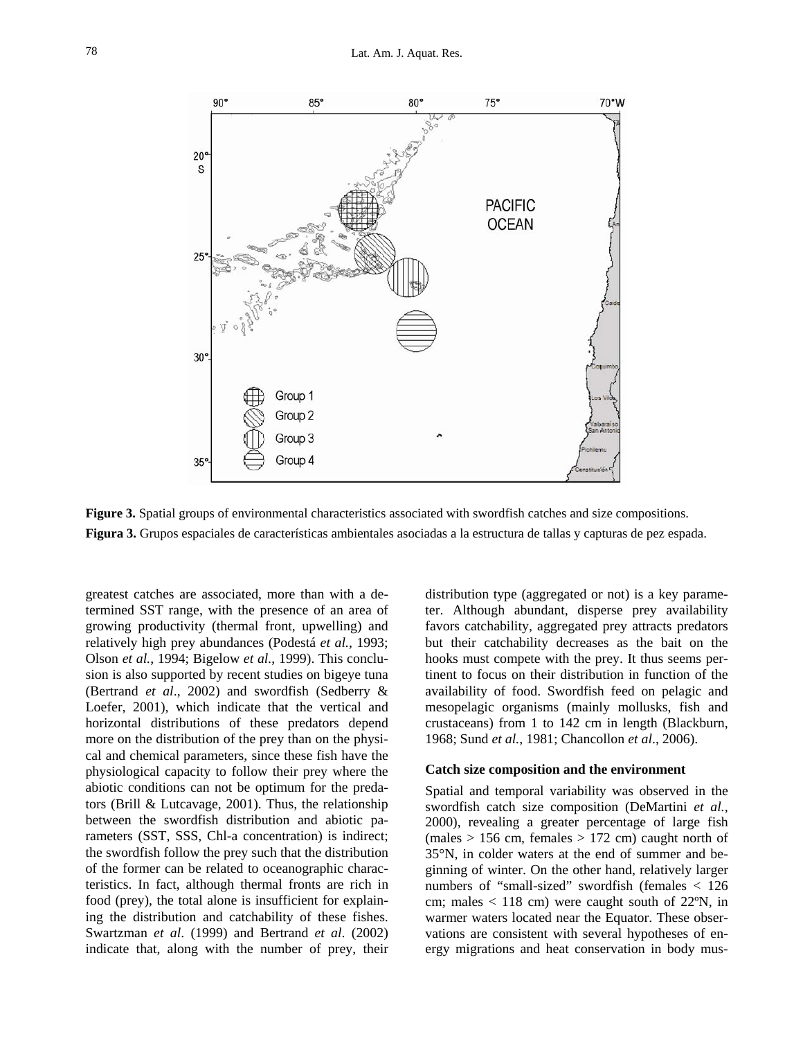**Figure 3.** Spatial groups of environmental characteristics associated with swordfish catches and size compositions.

**Figura 3.** Grupos espaciales de características ambientales asociadas a la estructura de tallas y capturas de pez espada.

greatest catches are associated, more than with a determined SST range, with the presence of an area of growing productivity (thermal front, upwelling) and relatively high prey abundances (Podestá *et al.*, 1993; Olson *et al.*, 1994; Bigelow *et al.*, 1999). This conclusion is also supported by recent studies on bigeye tuna (Bertrand *et al*., 2002) and swordfish (Sedberry & Loefer, 2001), which indicate that the vertical and horizontal distributions of these predators depend more on the distribution of the prey than on the physical and chemical parameters, since these fish have the physiological capacity to follow their prey where the abiotic conditions can not be optimum for the predators (Brill & Lutcavage, 2001). Thus, the relationship between the swordfish distribution and abiotic parameters (SST, SSS, Chl-a concentration) is indirect; the swordfish follow the prey such that the distribution of the former can be related to oceanographic characteristics. In fact, although thermal fronts are rich in food (prey), the total alone is insufficient for explaining the distribution and catchability of these fishes. Swartzman *et al*. (1999) and Bertrand *et al*. (2002) indicate that, along with the number of prey, their distribution type (aggregated or not) is a key parameter. Although abundant, disperse prey availability favors catchability, aggregated prey attracts predators but their catchability decreases as the bait on the hooks must compete with the prey. It thus seems pertinent to focus on their distribution in function of the availability of food. Swordfish feed on pelagic and mesopelagic organisms (mainly mollusks, fish and crustaceans) from 1 to 142 cm in length (Blackburn, 1968; Sund *et al.*, 1981; Chancollon *et al*., 2006).

### Catch size composition and the environment

Spatial and temporal variability was observed in the swordfish catch size composition (DeMartini *et al.*, 2000), revealing a greater percentage of large fish (males > 156 cm, females > 172 cm) caught north of 35°N, in colder waters at the end of summer and beginning of winter. On the other hand, relatively larger numbers of "small-sized" swordfish (females < 126 cm; males < 118 cm) were caught south of 22ºN, in warmer waters located near the Equator. These observations are consistent with several hypotheses of energy migrations and heat conservation in body mus-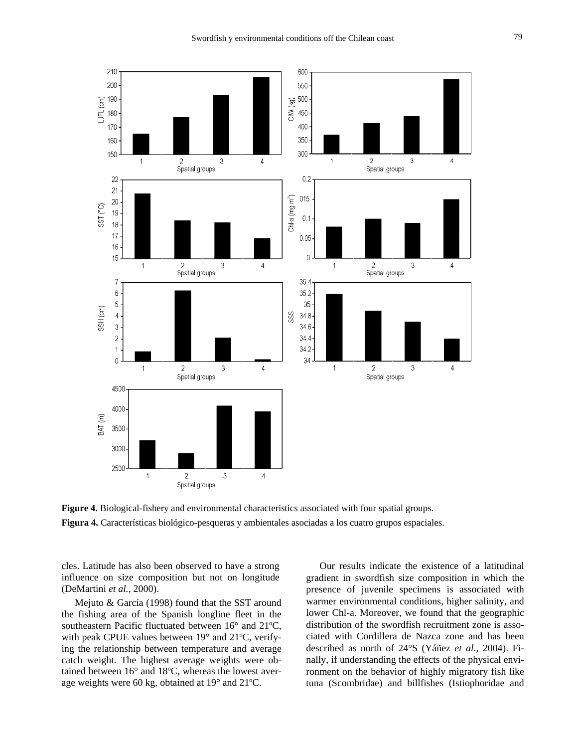**Figure 4.** Biological-fishery and environmental characteristics associated with four spatial groups.

**Figura 4.** Características biológico-pesqueras y ambientales asociadas a los cuatro grupos espaciales.

cles. Latitude has also been observed to have a strong influence on size composition but not on longitude (DeMartini *et al.*, 2000).

Mejuto & García (1998) found that the SST around the fishing area of the Spanish longline fleet in the southeastern Pacific fluctuated between 16° and 21ºC, with peak CPUE values between 19° and 21ºC, verifying the relationship between temperature and average catch weight. The highest average weights were obtained between 16° and 18ºC, whereas the lowest average weights were 60 kg, obtained at 19° and 21ºC.

Our results indicate the existence of a latitudinal gradient in swordfish size composition in which the presence of juvenile specimens is associated with warmer environmental conditions, higher salinity, and lower Chl-a. Moreover, we found that the geographic distribution of the swordfish recruitment zone is associated with Cordillera de Nazca zone and has been described as north of 24°S (Yáñez *et al*., 2004). Finally, if understanding the effects of the physical environment on the behavior of highly migratory fish like tuna (Scombridae) and billfishes (Istiophoridae and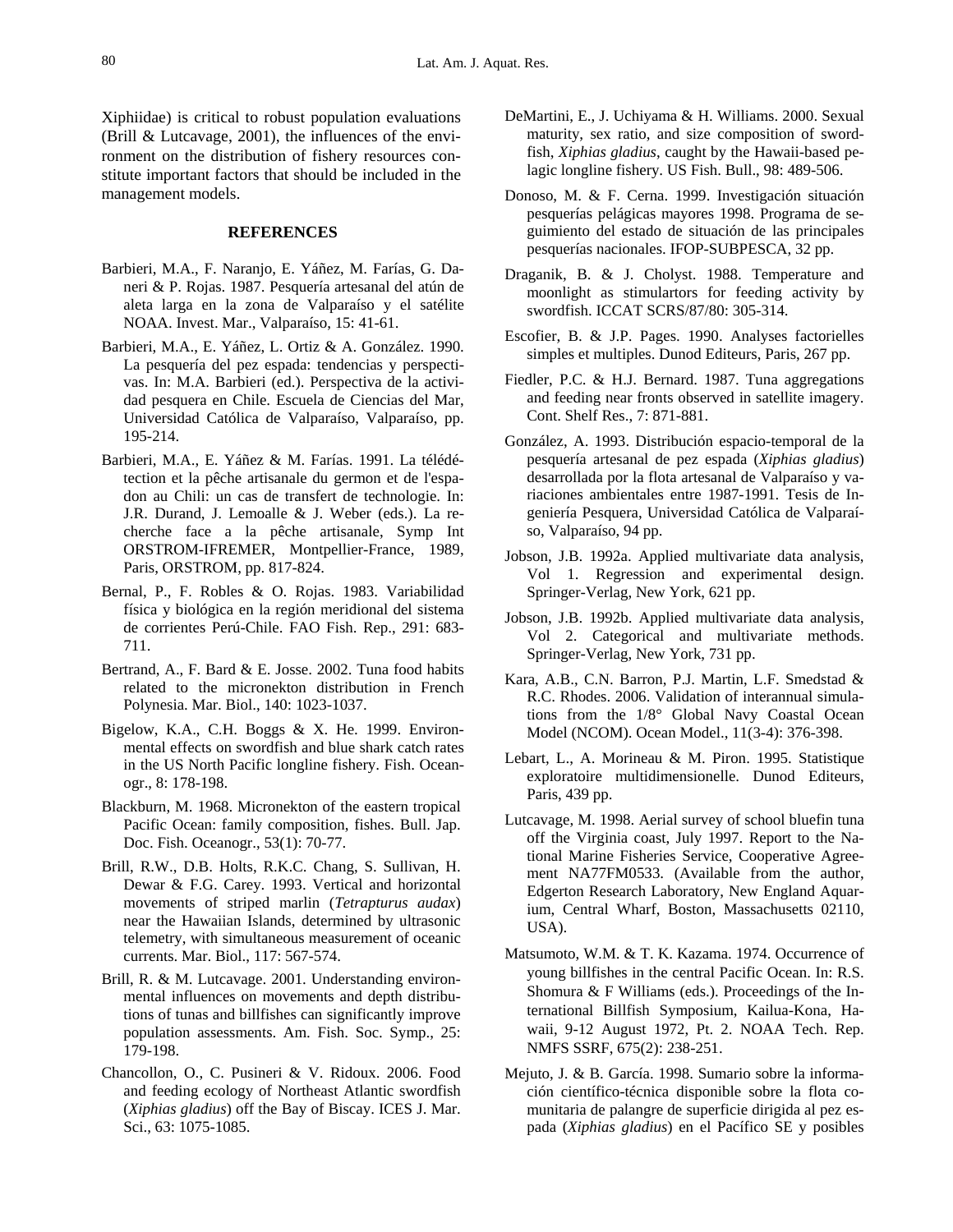Xiphiidae) is critical to robust population evaluations (Brill & Lutcavage, 2001), the influences of the environment on the distribution of fishery resources constitute important factors that should be included in the management models.

## REFERENCES

Barbieri, M.A., F. Naranjo, E. Yáñez, M. Farías, G. Daneri & P. Rojas. 1987. Pesquería artesanal del atún de aleta larga en la zona de Valparaíso y el satélite NOAA. Invest. Mar., Valparaíso, 15: 41-61.

Barbieri, M.A., E. Yáñez, L. Ortiz & A. González. 1990. La pesquería del pez espada: tendencias y perspectivas. In: M.A. Barbieri (ed.). Perspectiva de la actividad pesquera en Chile. Escuela de Ciencias del Mar, Universidad Católica de Valparaíso, Valparaíso, pp. 195-214.

Barbieri, M.A., E. Yáñez & M. Farías. 1991. La télédétection et la pêche artisanale du germon et de l'espadon au Chili: un cas de transfert de technologie. In: J.R. Durand, J. Lemoalle & J. Weber (eds.). La recherche face a la pêche artisanale, Symp Int ORSTROM-IFREMER, Montpellier-France, 1989, Paris, ORSTROM, pp. 817-824.

Bernal, P., F. Robles & O. Rojas. 1983. Variabilidad física y biológica en la región meridional del sistema de corrientes Perú-Chile. FAO Fish. Rep., 291: 683-711.

Bertrand, A., F. Bard & E. Josse. 2002. Tuna food habits related to the micronekton distribution in French Polynesia. Mar. Biol., 140: 1023-1037.

Bigelow, K.A., C.H. Boggs & X. He. 1999. Environmental effects on swordfish and blue shark catch rates in the US North Pacific longline fishery. Fish. Oceanogr., 8: 178-198.

Blackburn, M. 1968. Micronekton of the eastern tropical Pacific Ocean: family composition, fishes. Bull. Jap. Doc. Fish. Oceanogr., 53(1): 70-77.

Brill, R.W., D.B. Holts, R.K.C. Chang, S. Sullivan, H. Dewar & F.G. Carey. 1993. Vertical and horizontal movements of striped marlin (*Tetrapturus audax*) near the Hawaiian Islands, determined by ultrasonic telemetry, with simultaneous measurement of oceanic currents. Mar. Biol., 117: 567-574.

Brill, R. & M. Lutcavage. 2001. Understanding environmental influences on movements and depth distributions of tunas and billfishes can significantly improve population assessments. Am. Fish. Soc. Symp., 25: 179-198.

Chancollon, O., C. Pusineri & V. Ridoux. 2006. Food and feeding ecology of Northeast Atlantic swordfish (*Xiphias gladius*) off the Bay of Biscay. ICES J. Mar. Sci., 63: 1075-1085.

DeMartini, E., J. Uchiyama & H. Williams. 2000. Sexual maturity, sex ratio, and size composition of swordfish, *Xiphias gladius*, caught by the Hawaii-based pelagic longline fishery. US Fish. Bull., 98: 489-506.

Donoso, M. & F. Cerna. 1999. Investigación situación pesquerías pelágicas mayores 1998. Programa de seguimiento del estado de situación de las principales pesquerías nacionales. IFOP-SUBPESCA, 32 pp.

Draganik, B. & J. Cholyst. 1988. Temperature and moonlight as stimulartors for feeding activity by swordfish. ICCAT SCRS/87/80: 305-314.

Escofier, B. & J.P. Pages. 1990. Analyses factorielles simples et multiples. Dunod Editeurs, Paris, 267 pp.

Fiedler, P.C. & H.J. Bernard. 1987. Tuna aggregations and feeding near fronts observed in satellite imagery. Cont. Shelf Res., 7: 871-881.

González, A. 1993. Distribución espacio-temporal de la pesquería artesanal de pez espada (*Xiphias gladius*) desarrollada por la flota artesanal de Valparaíso y variaciones ambientales entre 1987-1991. Tesis de Ingeniería Pesquera, Universidad Católica de Valparaíso, Valparaíso, 94 pp.

Jobson, J.B. 1992a. Applied multivariate data analysis, Vol 1. Regression and experimental design. Springer-Verlag, New York, 621 pp.

Jobson, J.B. 1992b. Applied multivariate data analysis, Vol 2. Categorical and multivariate methods. Springer-Verlag, New York, 731 pp.

Kara, A.B., C.N. Barron, P.J. Martin, L.F. Smedstad & R.C. Rhodes. 2006. Validation of interannual simulations from the 1/8° Global Navy Coastal Ocean Model (NCOM). Ocean Model., 11(3-4): 376-398.

Lebart, L., A. Morineau & M. Piron. 1995. Statistique exploratoire multidimensionelle. Dunod Editeurs, Paris, 439 pp.

Lutcavage, M. 1998. Aerial survey of school bluefin tuna off the Virginia coast, July 1997. Report to the National Marine Fisheries Service, Cooperative Agreement NA77FM0533. (Available from the author, Edgerton Research Laboratory, New England Aquarium, Central Wharf, Boston, Massachusetts 02110, USA).

Matsumoto, W.M. & T. K. Kazama. 1974. Occurrence of young billfishes in the central Pacific Ocean. In: R.S. Shomura & F Williams (eds.). Proceedings of the International Billfish Symposium, Kailua-Kona, Hawaii, 9-12 August 1972, Pt. 2. NOAA Tech. Rep. NMFS SSRF, 675(2): 238-251.

Mejuto, J. & B. García. 1998. Sumario sobre la información científico-técnica disponible sobre la flota comunitaria de palangre de superficie dirigida al pez espada (*Xiphias gladius*) en el Pacífico SE y posibles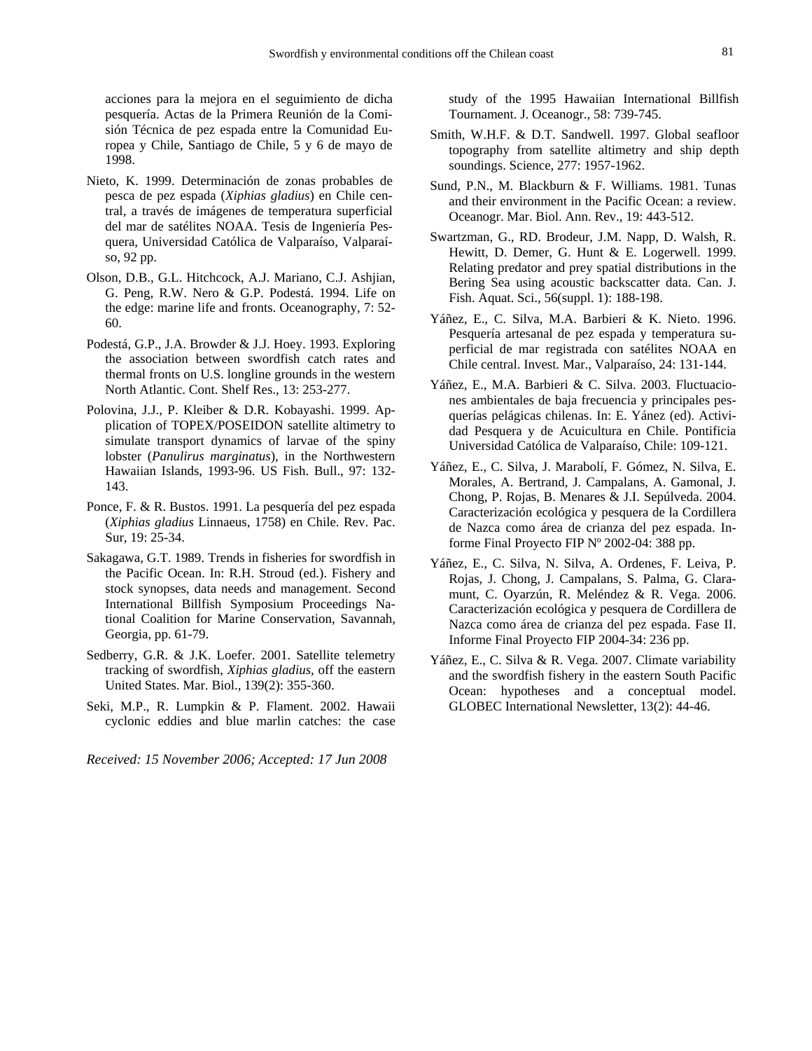acciones para la mejora en el seguimiento de dicha pesquería. Actas de la Primera Reunión de la Comisión Técnica de pez espada entre la Comunidad Europea y Chile, Santiago de Chile, 5 y 6 de mayo de 1998.

Nieto, K. 1999. Determinación de zonas probables de pesca de pez espada (*Xiphias gladius*) en Chile central, a través de imágenes de temperatura superficial del mar de satélites NOAA. Tesis de Ingeniería Pesquera, Universidad Católica de Valparaíso, Valparaíso, 92 pp.

Olson, D.B., G.L. Hitchcock, A.J. Mariano, C.J. Ashjian, G. Peng, R.W. Nero & G.P. Podestá. 1994. Life on the edge: marine life and fronts. Oceanography, 7: 52-60.

Podestá, G.P., J.A. Browder & J.J. Hoey. 1993. Exploring the association between swordfish catch rates and thermal fronts on U.S. longline grounds in the western North Atlantic. Cont. Shelf Res., 13: 253-277.

Polovina, J.J., P. Kleiber & D.R. Kobayashi. 1999. Application of TOPEX/POSEIDON satellite altimetry to simulate transport dynamics of larvae of the spiny lobster (*Panulirus marginatus*), in the Northwestern Hawaiian Islands, 1993-96. US Fish. Bull., 97: 132-143.

Ponce, F. & R. Bustos. 1991. La pesquería del pez espada (*Xiphias gladius* Linnaeus, 1758) en Chile. Rev. Pac. Sur, 19: 25-34.

Sakagawa, G.T. 1989. Trends in fisheries for swordfish in the Pacific Ocean. In: R.H. Stroud (ed.). Fishery and stock synopses, data needs and management. Second International Billfish Symposium Proceedings National Coalition for Marine Conservation, Savannah, Georgia, pp. 61-79.

Sedberry, G.R. & J.K. Loefer. 2001. Satellite telemetry tracking of swordfish, *Xiphias gladius*, off the eastern United States. Mar. Biol., 139(2): 355-360.

Seki, M.P., R. Lumpkin & P. Flament. 2002. Hawaii cyclonic eddies and blue marlin catches: the case study of the 1995 Hawaiian International Billfish Tournament. J. Oceanogr., 58: 739-745.

Smith, W.H.F. & D.T. Sandwell. 1997. Global seafloor topography from satellite altimetry and ship depth soundings. Science, 277: 1957-1962.

Sund, P.N., M. Blackburn & F. Williams. 1981. Tunas and their environment in the Pacific Ocean: a review. Oceanogr. Mar. Biol. Ann. Rev., 19: 443-512.

Swartzman, G., RD. Brodeur, J.M. Napp, D. Walsh, R. Hewitt, D. Demer, G. Hunt & E. Logerwell. 1999. Relating predator and prey spatial distributions in the Bering Sea using acoustic backscatter data. Can. J. Fish. Aquat. Sci., 56(suppl. 1): 188-198.

Yáñez, E., C. Silva, M.A. Barbieri & K. Nieto. 1996. Pesquería artesanal de pez espada y temperatura superficial de mar registrada con satélites NOAA en Chile central. Invest. Mar., Valparaíso, 24: 131-144.

Yáñez, E., M.A. Barbieri & C. Silva. 2003. Fluctuaciones ambientales de baja frecuencia y principales pesquerías pelágicas chilenas. In: E. Yánez (ed). Actividad Pesquera y de Acuicultura en Chile. Pontificia Universidad Católica de Valparaíso, Chile: 109-121.

Yáñez, E., C. Silva, J. Marabolí, F. Gómez, N. Silva, E. Morales, A. Bertrand, J. Campalans, A. Gamonal, J. Chong, P. Rojas, B. Menares & J.I. Sepúlveda. 2004. Caracterización ecológica y pesquera de la Cordillera de Nazca como área de crianza del pez espada. Informe Final Proyecto FIP Nº 2002-04: 388 pp.

Yáñez, E., C. Silva, N. Silva, A. Ordenes, F. Leiva, P. Rojas, J. Chong, J. Campalans, S. Palma, G. Claramunt, C. Oyarzún, R. Meléndez & R. Vega. 2006. Caracterización ecológica y pesquera de Cordillera de Nazca como área de crianza del pez espada. Fase II. Informe Final Proyecto FIP 2004-34: 236 pp.

Yáñez, E., C. Silva & R. Vega. 2007. Climate variability and the swordfish fishery in the eastern South Pacific Ocean: hypotheses and a conceptual model. GLOBEC International Newsletter, 13(2): 44-46.

*Received: 15 November 2006; Accepted: 17 Jun 2008*